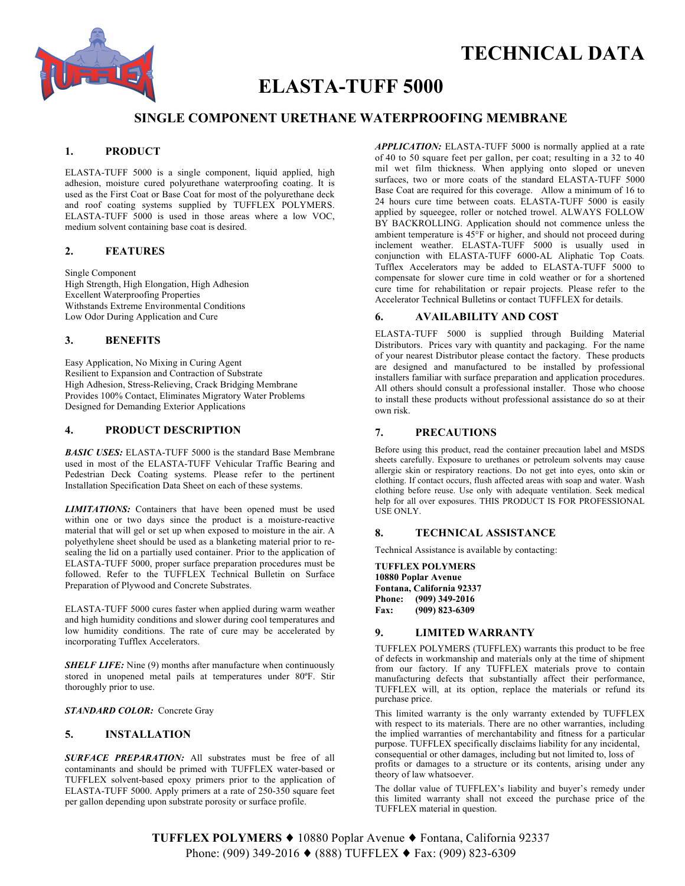# TECHNICAL DATA

# ELASTA-TUFF 5000

## SINGLE COMPONENT URETHANE WATERPROOFING MEMBRANE

### 1. PRODUCT

ELASTA-TUFF 5000 is a single component, liquid applied, high adhesion, moisture cured polyurethane waterproofing coating. It is used as the First Coat or Base Coat for most of the polyurethane deck and roof coating systems supplied by TUFFLEX POLYMERS. ELASTA-TUFF 5000 is used in those areas where a low VOC, medium solvent containing base coat is desired.

### 2. FEATURES

Single Component
High Strength, High Elongation, High Adhesion
Excellent Waterproofing Properties
Withstands Extreme Environmental Conditions
Low Odor During Application and Cure

### 3. BENEFITS

Easy Application, No Mixing in Curing Agent
Resilient to Expansion and Contraction of Substrate
High Adhesion, Stress-Relieving, Crack Bridging Membrane
Provides 100% Contact, Eliminates Migratory Water Problems
Designed for Demanding Exterior Applications

### 4. PRODUCT DESCRIPTION

***BASIC USES:*** ELASTA-TUFF 5000 is the standard Base Membrane used in most of the ELASTA-TUFF Vehicular Traffic Bearing and Pedestrian Deck Coating systems. Please refer to the pertinent Installation Specification Data Sheet on each of these systems.

***LIMITATIONS:*** Containers that have been opened must be used within one or two days since the product is a moisture-reactive material that will gel or set up when exposed to moisture in the air. A polyethylene sheet should be used as a blanketing material prior to re-sealing the lid on a partially used container. Prior to the application of ELASTA-TUFF 5000, proper surface preparation procedures must be followed. Refer to the TUFFLEX Technical Bulletin on Surface Preparation of Plywood and Concrete Substrates.

ELASTA-TUFF 5000 cures faster when applied during warm weather and high humidity conditions and slower during cool temperatures and low humidity conditions. The rate of cure may be accelerated by incorporating Tufflex Accelerators.

***SHELF LIFE:*** Nine (9) months after manufacture when continuously stored in unopened metal pails at temperatures under 80ºF. Stir thoroughly prior to use.

***STANDARD COLOR:*** Concrete Gray

### 5. INSTALLATION

***SURFACE PREPARATION:*** All substrates must be free of all contaminants and should be primed with TUFFLEX water-based or TUFFLEX solvent-based epoxy primers prior to the application of ELASTA-TUFF 5000. Apply primers at a rate of 250-350 square feet per gallon depending upon substrate porosity or surface profile.

***APPLICATION:*** ELASTA-TUFF 5000 is normally applied at a rate of 40 to 50 square feet per gallon, per coat; resulting in a 32 to 40 mil wet film thickness. When applying onto sloped or uneven surfaces, two or more coats of the standard ELASTA-TUFF 5000 Base Coat are required for this coverage. Allow a minimum of 16 to 24 hours cure time between coats. ELASTA-TUFF 5000 is easily applied by squeegee, roller or notched trowel. ALWAYS FOLLOW BY BACKROLLING. Application should not commence unless the ambient temperature is 45°F or higher, and should not proceed during inclement weather. ELASTA-TUFF 5000 is usually used in conjunction with ELASTA-TUFF 6000-AL Aliphatic Top Coats. Tufflex Accelerators may be added to ELASTA-TUFF 5000 to compensate for slower cure time in cold weather or for a shortened cure time for rehabilitation or repair projects. Please refer to the Accelerator Technical Bulletins or contact TUFFLEX for details.

### 6. AVAILABILITY AND COST

ELASTA-TUFF 5000 is supplied through Building Material Distributors. Prices vary with quantity and packaging. For the name of your nearest Distributor please contact the factory. These products are designed and manufactured to be installed by professional installers familiar with surface preparation and application procedures. All others should consult a professional installer. Those who choose to install these products without professional assistance do so at their own risk.

### 7. PRECAUTIONS

Before using this product, read the container precaution label and MSDS sheets carefully. Exposure to urethanes or petroleum solvents may cause allergic skin or respiratory reactions. Do not get into eyes, onto skin or clothing. If contact occurs, flush affected areas with soap and water. Wash clothing before reuse. Use only with adequate ventilation. Seek medical help for all over exposures. THIS PRODUCT IS FOR PROFESSIONAL USE ONLY.

### 8. TECHNICAL ASSISTANCE

Technical Assistance is available by contacting:

**TUFFLEX POLYMERS**
**10880 Poplar Avenue**
**Fontana, California 92337**
**Phone: (909) 349-2016**
**Fax: (909) 823-6309**

### 9. LIMITED WARRANTY

TUFFLEX POLYMERS (TUFFLEX) warrants this product to be free of defects in workmanship and materials only at the time of shipment from our factory. If any TUFFLEX materials prove to contain manufacturing defects that substantially affect their performance, TUFFLEX will, at its option, replace the materials or refund its purchase price.

This limited warranty is the only warranty extended by TUFFLEX with respect to its materials. There are no other warranties, including the implied warranties of merchantability and fitness for a particular purpose. TUFFLEX specifically disclaims liability for any incidental, consequential or other damages, including but not limited to, loss of profits or damages to a structure or its contents, arising under any theory of law whatsoever.

The dollar value of TUFFLEX's liability and buyer's remedy under this limited warranty shall not exceed the purchase price of the TUFFLEX material in question.

**TUFFLEX POLYMERS** ♦ 10880 Poplar Avenue ♦ Fontana, California 92337
Phone: (909) 349-2016 ♦ (888) TUFFLEX ♦ Fax: (909) 823-6309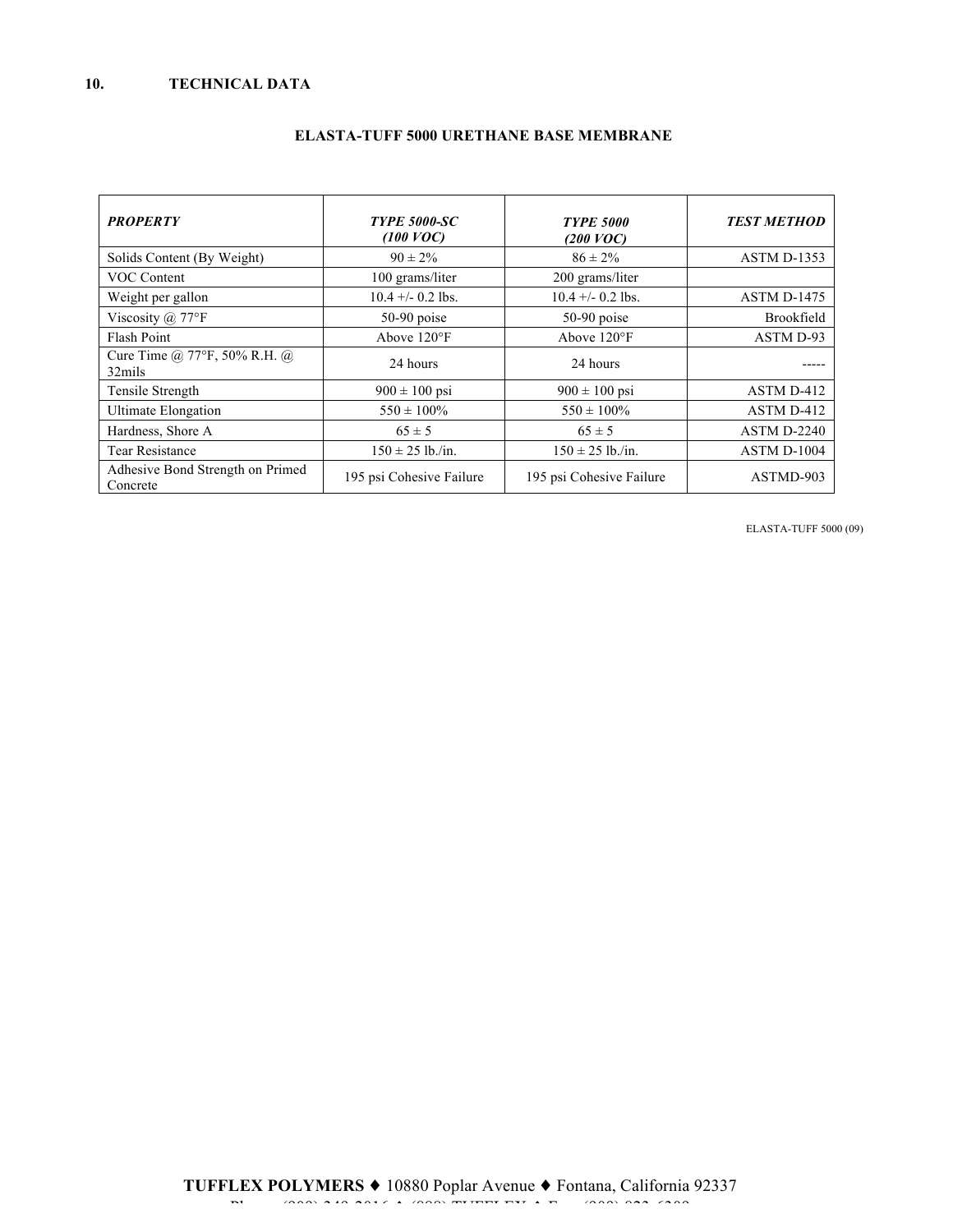## 10. TECHNICAL DATA

### ELASTA-TUFF 5000 URETHANE BASE MEMBRANE

| *PROPERTY* | *TYPE 5000-SC (100 VOC)* | *TYPE 5000 (200 VOC)* | *TEST METHOD* |
|---|---|---|---|
| Solids Content (By Weight) | 90 ± 2% | 86 ± 2% | ASTM D-1353 |
| VOC Content | 100 grams/liter | 200 grams/liter | |
| Weight per gallon | 10.4 +/- 0.2 lbs. | 10.4 +/- 0.2 lbs. | ASTM D-1475 |
| Viscosity @ 77°F | 50-90 poise | 50-90 poise | Brookfield |
| Flash Point | Above 120°F | Above 120°F | ASTM D-93 |
| Cure Time @ 77°F, 50% R.H. @ 32mils | 24 hours | 24 hours | ----- |
| Tensile Strength | 900 ± 100 psi | 900 ± 100 psi | ASTM D-412 |
| Ultimate Elongation | 550 ± 100% | 550 ± 100% | ASTM D-412 |
| Hardness, Shore A | 65 ± 5 | 65 ± 5 | ASTM D-2240 |
| Tear Resistance | 150 ± 25 lb./in. | 150 ± 25 lb./in. | ASTM D-1004 |
| Adhesive Bond Strength on Primed Concrete | 195 psi Cohesive Failure | 195 psi Cohesive Failure | ASTMD-903 |

ELASTA-TUFF 5000 (09)